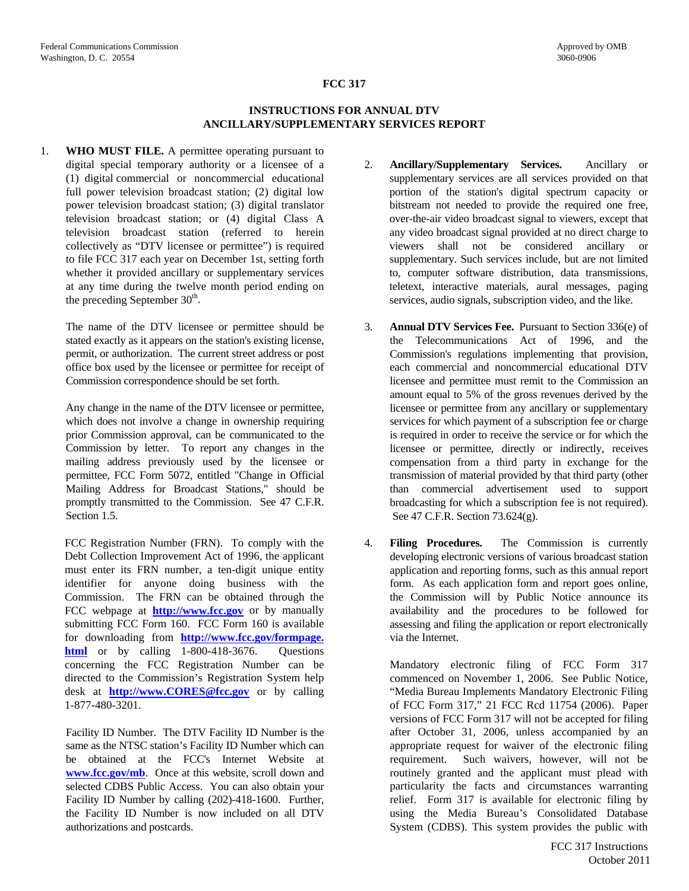Federal Communications Commission
Washington, D. C. 20554

Approved by OMB
3060-0906

# FCC 317

## INSTRUCTIONS FOR ANNUAL DTV ANCILLARY/SUPPLEMENTARY SERVICES REPORT

1. **WHO MUST FILE.** A permittee operating pursuant to digital special temporary authority or a licensee of a (1) digital commercial or noncommercial educational full power television broadcast station; (2) digital low power television broadcast station; (3) digital translator television broadcast station; or (4) digital Class A television broadcast station (referred to herein collectively as "DTV licensee or permittee") is required to file FCC 317 each year on December 1st, setting forth whether it provided ancillary or supplementary services at any time during the twelve month period ending on the preceding September 30th.

   The name of the DTV licensee or permittee should be stated exactly as it appears on the station's existing license, permit, or authorization. The current street address or post office box used by the licensee or permittee for receipt of Commission correspondence should be set forth.

   Any change in the name of the DTV licensee or permittee, which does not involve a change in ownership requiring prior Commission approval, can be communicated to the Commission by letter. To report any changes in the mailing address previously used by the licensee or permittee, FCC Form 5072, entitled "Change in Official Mailing Address for Broadcast Stations," should be promptly transmitted to the Commission. See 47 C.F.R. Section 1.5.

   FCC Registration Number (FRN). To comply with the Debt Collection Improvement Act of 1996, the applicant must enter its FRN number, a ten-digit unique entity identifier for anyone doing business with the Commission. The FRN can be obtained through the FCC webpage at **http://www.fcc.gov** or by manually submitting FCC Form 160. FCC Form 160 is available for downloading from **http://www.fcc.gov/formpage.html** or by calling 1-800-418-3676. Questions concerning the FCC Registration Number can be directed to the Commission's Registration System help desk at **http://www.CORES@fcc.gov** or by calling 1-877-480-3201.

   Facility ID Number. The DTV Facility ID Number is the same as the NTSC station's Facility ID Number which can be obtained at the FCC's Internet Website at **www.fcc.gov/mb**. Once at this website, scroll down and selected CDBS Public Access. You can also obtain your Facility ID Number by calling (202)-418-1600. Further, the Facility ID Number is now included on all DTV authorizations and postcards.

2. **Ancillary/Supplementary Services.** Ancillary or supplementary services are all services provided on that portion of the station's digital spectrum capacity or bitstream not needed to provide the required one free, over-the-air video broadcast signal to viewers, except that any video broadcast signal provided at no direct charge to viewers shall not be considered ancillary or supplementary. Such services include, but are not limited to, computer software distribution, data transmissions, teletext, interactive materials, aural messages, paging services, audio signals, subscription video, and the like.

3. **Annual DTV Services Fee.** Pursuant to Section 336(e) of the Telecommunications Act of 1996, and the Commission's regulations implementing that provision, each commercial and noncommercial educational DTV licensee and permittee must remit to the Commission an amount equal to 5% of the gross revenues derived by the licensee or permittee from any ancillary or supplementary services for which payment of a subscription fee or charge is required in order to receive the service or for which the licensee or permittee, directly or indirectly, receives compensation from a third party in exchange for the transmission of material provided by that third party (other than commercial advertisement used to support broadcasting for which a subscription fee is not required). See 47 C.F.R. Section 73.624(g).

4. **Filing Procedures.** The Commission is currently developing electronic versions of various broadcast station application and reporting forms, such as this annual report form. As each application form and report goes online, the Commission will by Public Notice announce its availability and the procedures to be followed for assessing and filing the application or report electronically via the Internet.

   Mandatory electronic filing of FCC Form 317 commenced on November 1, 2006. See Public Notice, "Media Bureau Implements Mandatory Electronic Filing of FCC Form 317," 21 FCC Rcd 11754 (2006). Paper versions of FCC Form 317 will not be accepted for filing after October 31, 2006, unless accompanied by an appropriate request for waiver of the electronic filing requirement. Such waivers, however, will not be routinely granted and the applicant must plead with particularity the facts and circumstances warranting relief. Form 317 is available for electronic filing by using the Media Bureau's Consolidated Database System (CDBS). This system provides the public with

FCC 317 Instructions
October 2011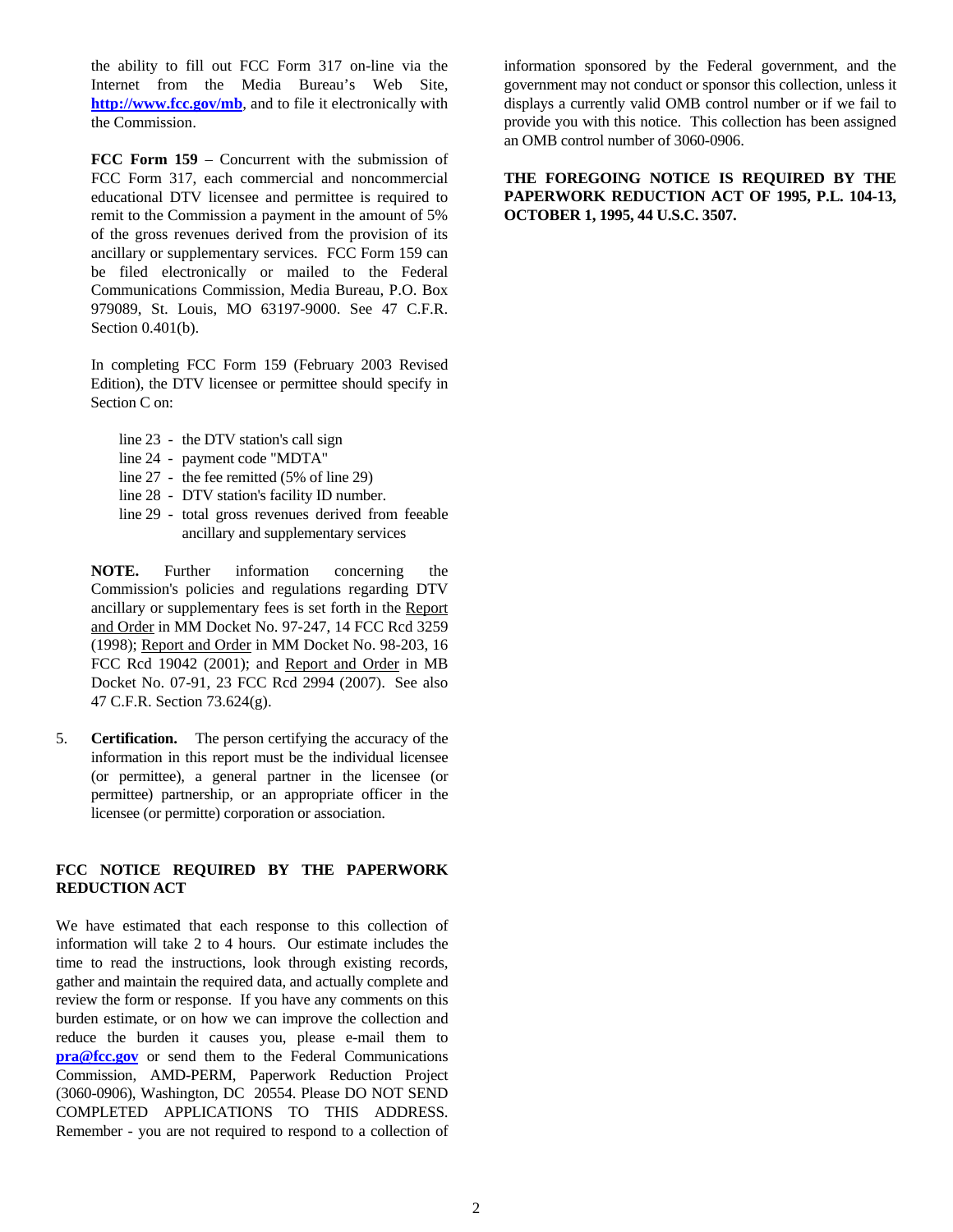the ability to fill out FCC Form 317 on-line via the Internet from the Media Bureau's Web Site, **http://www.fcc.gov/mb**, and to file it electronically with the Commission.

**FCC Form 159** – Concurrent with the submission of FCC Form 317, each commercial and noncommercial educational DTV licensee and permittee is required to remit to the Commission a payment in the amount of 5% of the gross revenues derived from the provision of its ancillary or supplementary services. FCC Form 159 can be filed electronically or mailed to the Federal Communications Commission, Media Bureau, P.O. Box 979089, St. Louis, MO 63197-9000. See 47 C.F.R. Section 0.401(b).

In completing FCC Form 159 (February 2003 Revised Edition), the DTV licensee or permittee should specify in Section C on:

- line 23 - the DTV station's call sign
- line 24 - payment code "MDTA"
- line 27 - the fee remitted (5% of line 29)
- line 28 - DTV station's facility ID number.
- line 29 - total gross revenues derived from feeable ancillary and supplementary services

**NOTE.** Further information concerning the Commission's policies and regulations regarding DTV ancillary or supplementary fees is set forth in the Report and Order in MM Docket No. 97-247, 14 FCC Rcd 3259 (1998); Report and Order in MM Docket No. 98-203, 16 FCC Rcd 19042 (2001); and Report and Order in MB Docket No. 07-91, 23 FCC Rcd 2994 (2007). See also 47 C.F.R. Section 73.624(g).

5. **Certification.** The person certifying the accuracy of the information in this report must be the individual licensee (or permittee), a general partner in the licensee (or permittee) partnership, or an appropriate officer in the licensee (or permitte) corporation or association.

## FCC NOTICE REQUIRED BY THE PAPERWORK REDUCTION ACT

We have estimated that each response to this collection of information will take 2 to 4 hours. Our estimate includes the time to read the instructions, look through existing records, gather and maintain the required data, and actually complete and review the form or response. If you have any comments on this burden estimate, or on how we can improve the collection and reduce the burden it causes you, please e-mail them to **pra@fcc.gov** or send them to the Federal Communications Commission, AMD-PERM, Paperwork Reduction Project (3060-0906), Washington, DC 20554. Please DO NOT SEND COMPLETED APPLICATIONS TO THIS ADDRESS. Remember - you are not required to respond to a collection of information sponsored by the Federal government, and the government may not conduct or sponsor this collection, unless it displays a currently valid OMB control number or if we fail to provide you with this notice. This collection has been assigned an OMB control number of 3060-0906.

**THE FOREGOING NOTICE IS REQUIRED BY THE PAPERWORK REDUCTION ACT OF 1995, P.L. 104-13, OCTOBER 1, 1995, 44 U.S.C. 3507.**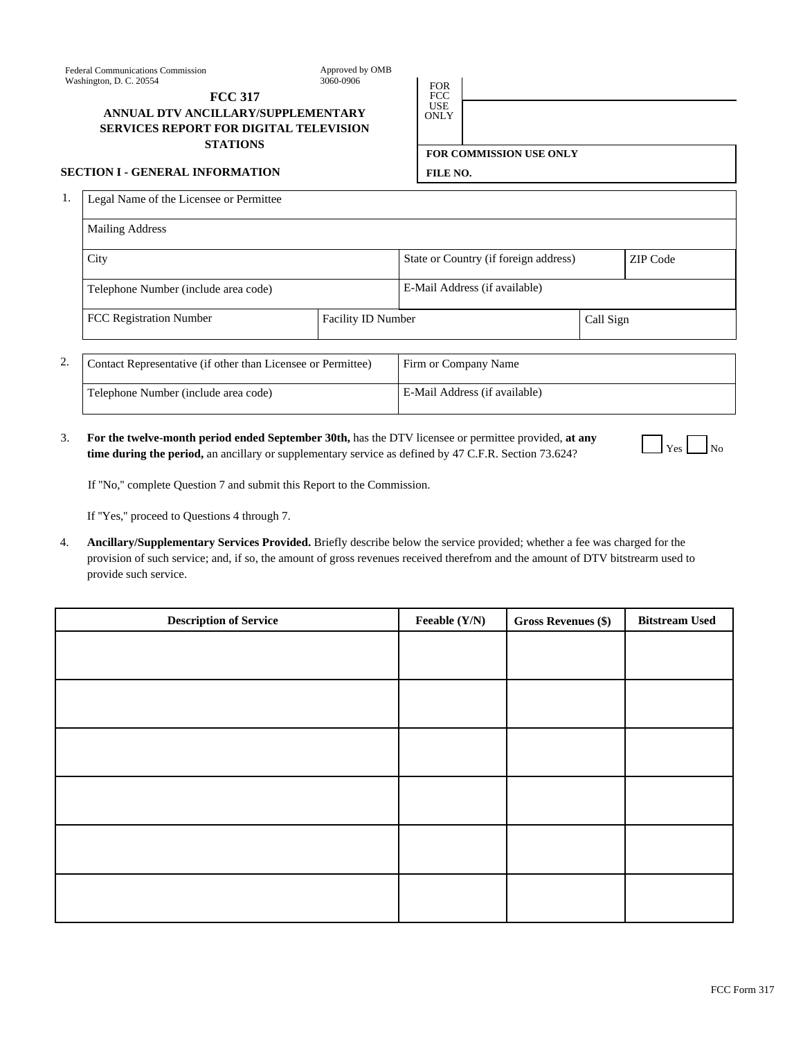Federal Communications Commission
Washington, D. C. 20554

Approved by OMB
3060-0906

# FCC 317

## ANNUAL DTV ANCILLARY/SUPPLEMENTARY SERVICES REPORT FOR DIGITAL TELEVISION STATIONS

| FOR FCC USE ONLY | |
|---|---|

**FOR COMMISSION USE ONLY**

**FILE NO.**

### SECTION I - GENERAL INFORMATION

1.

| Legal Name of the Licensee or Permittee | | |
|---|---|---|
| Mailing Address | | |
| City | State or Country (if foreign address) | ZIP Code |
| Telephone Number (include area code) | E-Mail Address (if available) | |
| FCC Registration Number | Facility ID Number | Call Sign |

2.

| Contact Representative (if other than Licensee or Permittee) | Firm or Company Name |
|---|---|
| Telephone Number (include area code) | E-Mail Address (if available) |

3. **For the twelve-month period ended September 30th,** has the DTV licensee or permittee provided, **at any time during the period,** an ancillary or supplementary service as defined by 47 C.F.R. Section 73.624? ☐ Yes ☐ No

   If "No," complete Question 7 and submit this Report to the Commission.

   If "Yes," proceed to Questions 4 through 7.

4. **Ancillary/Supplementary Services Provided.** Briefly describe below the service provided; whether a fee was charged for the provision of such service; and, if so, the amount of gross revenues received therefrom and the amount of DTV bitstrearm used to provide such service.

| Description of Service | Feeable (Y/N) | Gross Revenues ($) | Bitstream Used |
|---|---|---|---|
| | | | |
| | | | |
| | | | |
| | | | |
| | | | |
| | | | |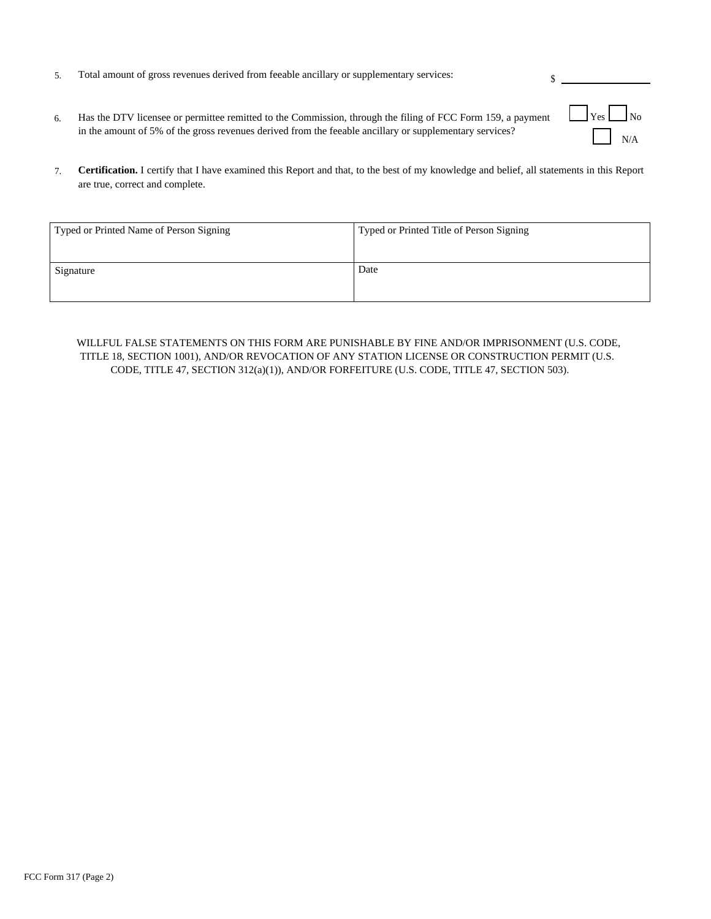5. Total amount of gross revenues derived from feeable ancillary or supplementary services: $ ____________

6. Has the DTV licensee or permittee remitted to the Commission, through the filing of FCC Form 159, a payment in the amount of 5% of the gross revenues derived from the feeable ancillary or supplementary services? ☐ Yes ☐ No ☐ N/A

7. **Certification.** I certify that I have examined this Report and that, to the best of my knowledge and belief, all statements in this Report are true, correct and complete.

| | |
|---|---|
| Typed or Printed Name of Person Signing | Typed or Printed Title of Person Signing |
| Signature | Date |

WILLFUL FALSE STATEMENTS ON THIS FORM ARE PUNISHABLE BY FINE AND/OR IMPRISONMENT (U.S. CODE, TITLE 18, SECTION 1001), AND/OR REVOCATION OF ANY STATION LICENSE OR CONSTRUCTION PERMIT (U.S. CODE, TITLE 47, SECTION 312(a)(1)), AND/OR FORFEITURE (U.S. CODE, TITLE 47, SECTION 503).

FCC Form 317 (Page 2)